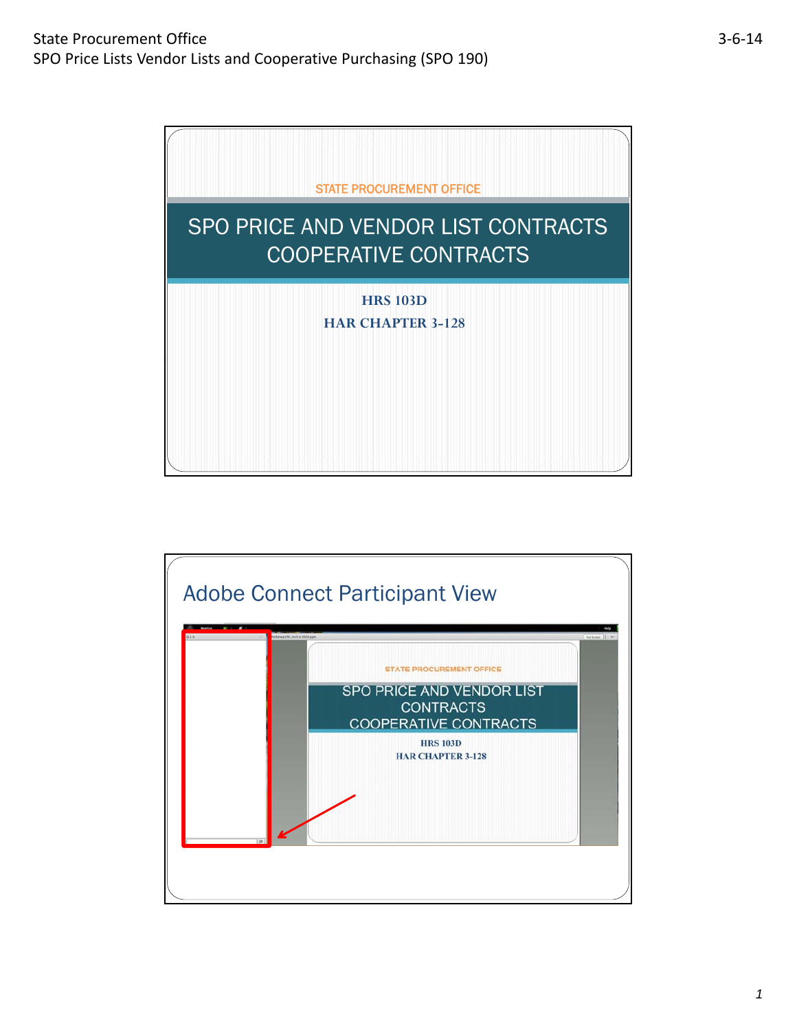STATE PROCUREMENT OFFICE

# SPO PRICE AND VENDOR LIST CONTRACTS COOPERATIVE CONTRACTS

**HRS 103D**

**HAR CHAPTER 3-128**

## Adobe Connect Participant View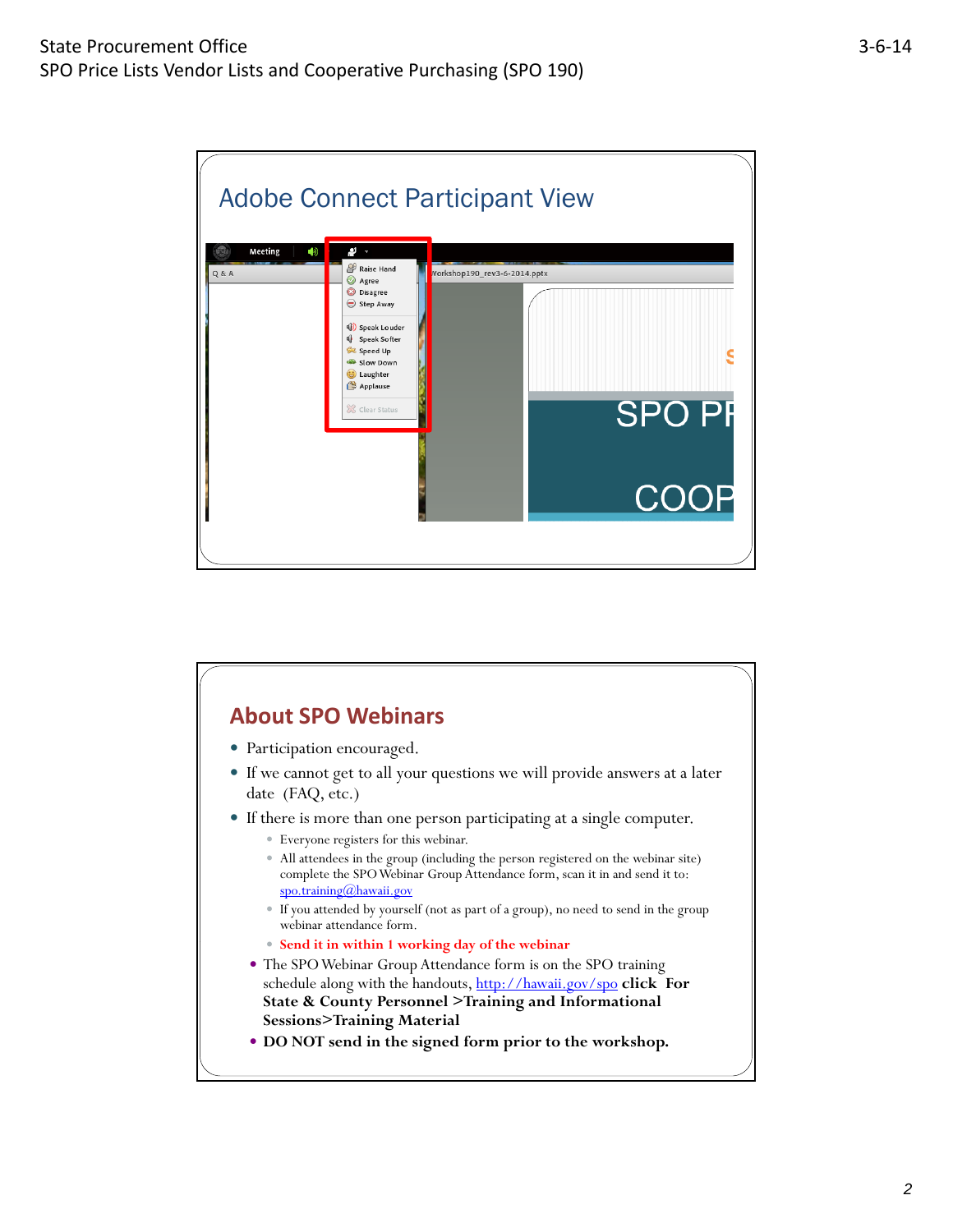## Adobe Connect Participant View

## About SPO Webinars

- Participation encouraged.
- If we cannot get to all your questions we will provide answers at a later date (FAQ, etc.)
- If there is more than one person participating at a single computer.
  - Everyone registers for this webinar.
  - All attendees in the group (including the person registered on the webinar site) complete the SPO Webinar Group Attendance form, scan it in and send it to: spo.training@hawaii.gov
  - If you attended by yourself (not as part of a group), no need to send in the group webinar attendance form.
  - **Send it in within 1 working day of the webinar**
- The SPO Webinar Group Attendance form is on the SPO training schedule along with the handouts, http://hawaii.gov/spo **click For State & County Personnel >Training and Informational Sessions>Training Material**
- **DO NOT send in the signed form prior to the workshop.**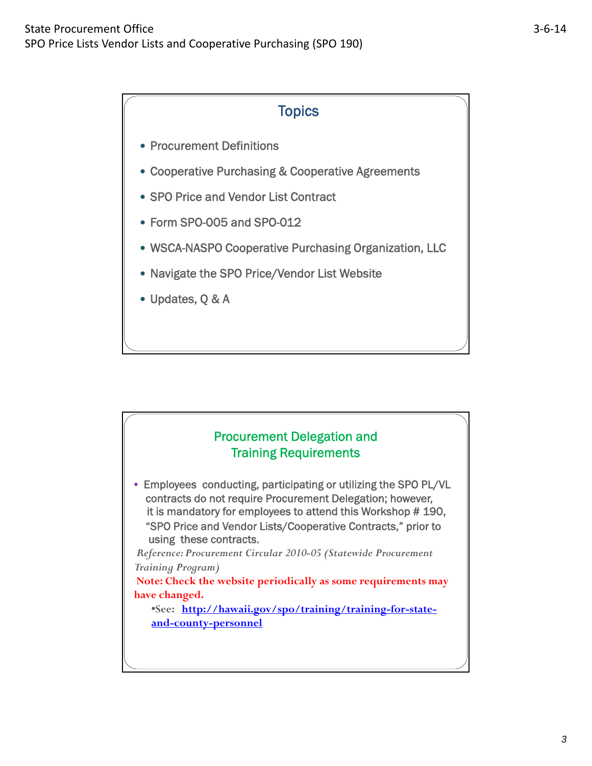## Topics

- Procurement Definitions
- Cooperative Purchasing & Cooperative Agreements
- SPO Price and Vendor List Contract
- Form SPO-005 and SPO-012
- WSCA-NASPO Cooperative Purchasing Organization, LLC
- Navigate the SPO Price/Vendor List Website
- Updates, Q & A

## Procurement Delegation and Training Requirements

- Employees conducting, participating or utilizing the SPO PL/VL contracts do not require Procurement Delegation; however, it is mandatory for employees to attend this Workshop # 190, "SPO Price and Vendor Lists/Cooperative Contracts," prior to using these contracts.

*Reference: Procurement Circular 2010-05 (Statewide Procurement Training Program)*

**Note: Check the website periodically as some requirements may have changed.**

- See: **http://hawaii.gov/spo/training/training-for-state-and-county-personnel**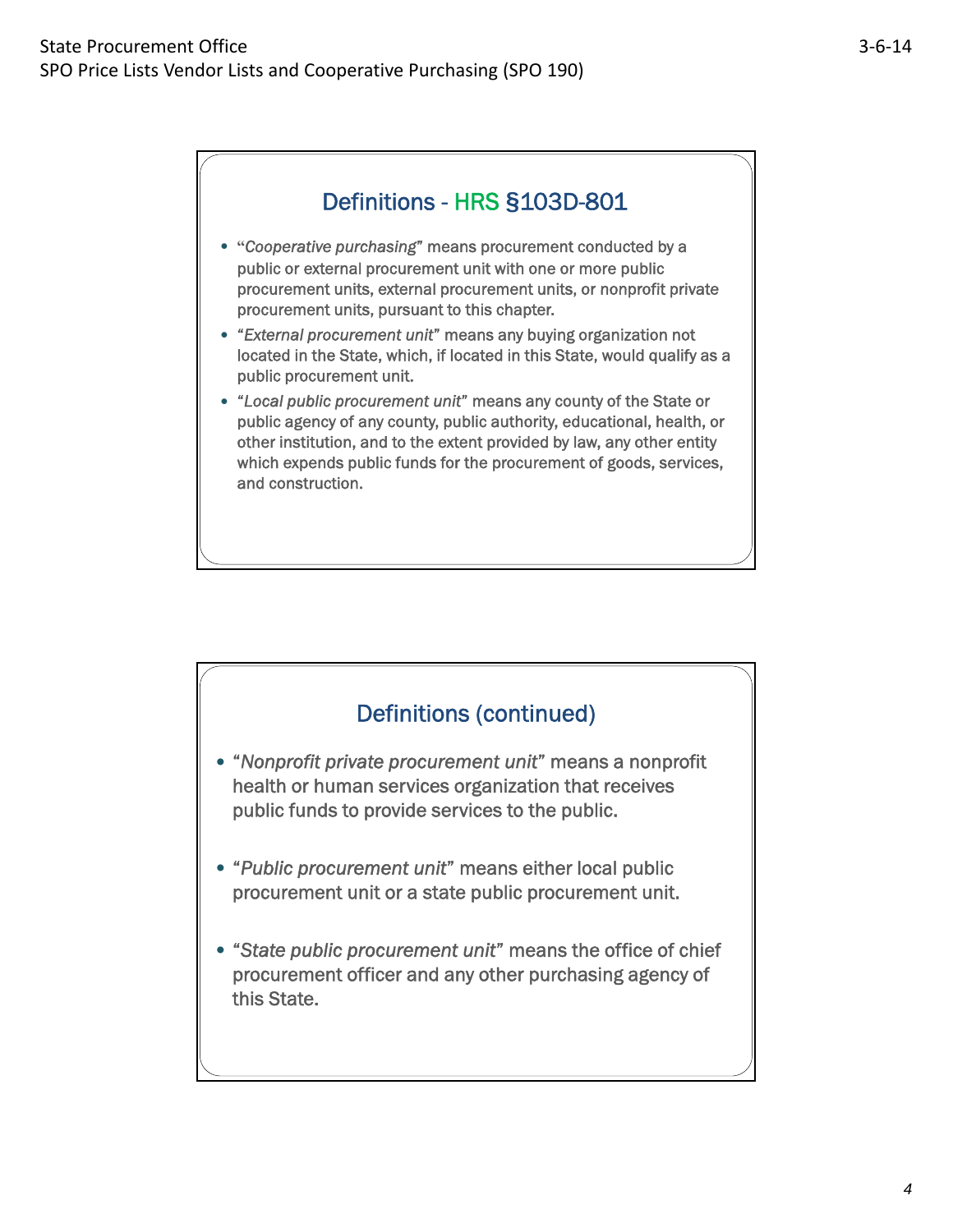## Definitions - HRS §103D-801

- "*Cooperative purchasing*" means procurement conducted by a public or external procurement unit with one or more public procurement units, external procurement units, or nonprofit private procurement units, pursuant to this chapter.
- "*External procurement unit*" means any buying organization not located in the State, which, if located in this State, would qualify as a public procurement unit.
- "*Local public procurement unit*" means any county of the State or public agency of any county, public authority, educational, health, or other institution, and to the extent provided by law, any other entity which expends public funds for the procurement of goods, services, and construction.

## Definitions (continued)

- "*Nonprofit private procurement unit*" means a nonprofit health or human services organization that receives public funds to provide services to the public.
- "*Public procurement unit*" means either local public procurement unit or a state public procurement unit.
- "*State public procurement unit*" means the office of chief procurement officer and any other purchasing agency of this State.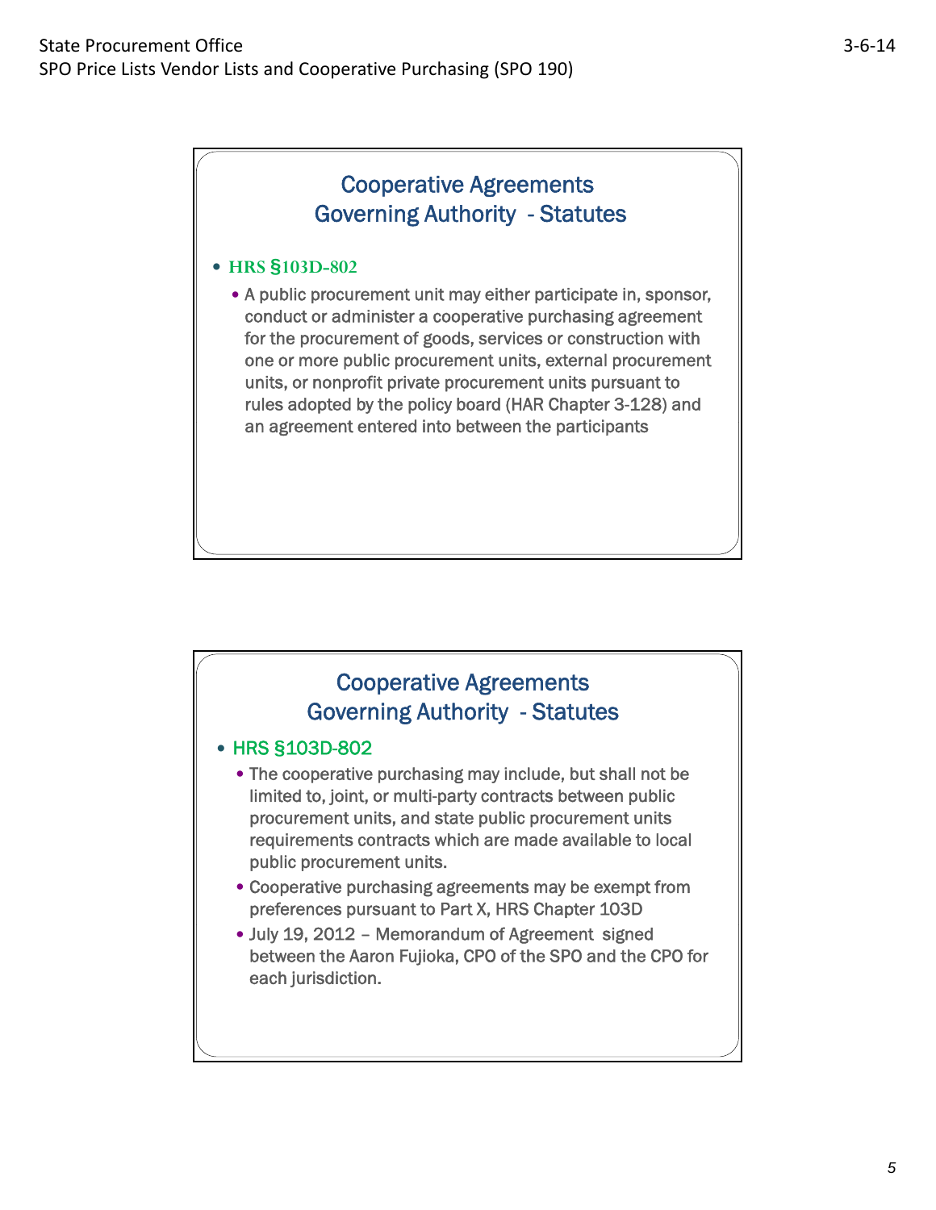## Cooperative Agreements
## Governing Authority - Statutes

- **HRS §103D-802**
  - A public procurement unit may either participate in, sponsor, conduct or administer a cooperative purchasing agreement for the procurement of goods, services or construction with one or more public procurement units, external procurement units, or nonprofit private procurement units pursuant to rules adopted by the policy board (HAR Chapter 3-128) and an agreement entered into between the participants

## Cooperative Agreements
## Governing Authority - Statutes

- HRS §103D-802
  - The cooperative purchasing may include, but shall not be limited to, joint, or multi-party contracts between public procurement units, and state public procurement units requirements contracts which are made available to local public procurement units.
  - Cooperative purchasing agreements may be exempt from preferences pursuant to Part X, HRS Chapter 103D
  - July 19, 2012 – Memorandum of Agreement signed between the Aaron Fujioka, CPO of the SPO and the CPO for each jurisdiction.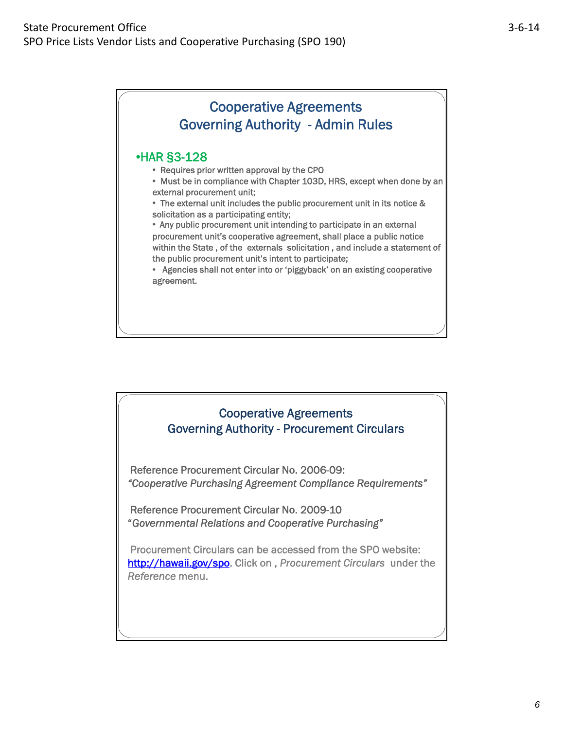## Cooperative Agreements
## Governing Authority - Admin Rules

- HAR §3-128
  - Requires prior written approval by the CPO
  - Must be in compliance with Chapter 103D, HRS, except when done by an external procurement unit;
  - The external unit includes the public procurement unit in its notice & solicitation as a participating entity;
  - Any public procurement unit intending to participate in an external procurement unit's cooperative agreement, shall place a public notice within the State , of the externals solicitation , and include a statement of the public procurement unit's intent to participate;
  - Agencies shall not enter into or 'piggyback' on an existing cooperative agreement.

## Cooperative Agreements
## Governing Authority - Procurement Circulars

Reference Procurement Circular No. 2006-09:
*"Cooperative Purchasing Agreement Compliance Requirements"*

Reference Procurement Circular No. 2009-10
"*Governmental Relations and Cooperative Purchasing*"

Procurement Circulars can be accessed from the SPO website: http://hawaii.gov/spo. Click on , *Procurement Circulars* under the *Reference* menu.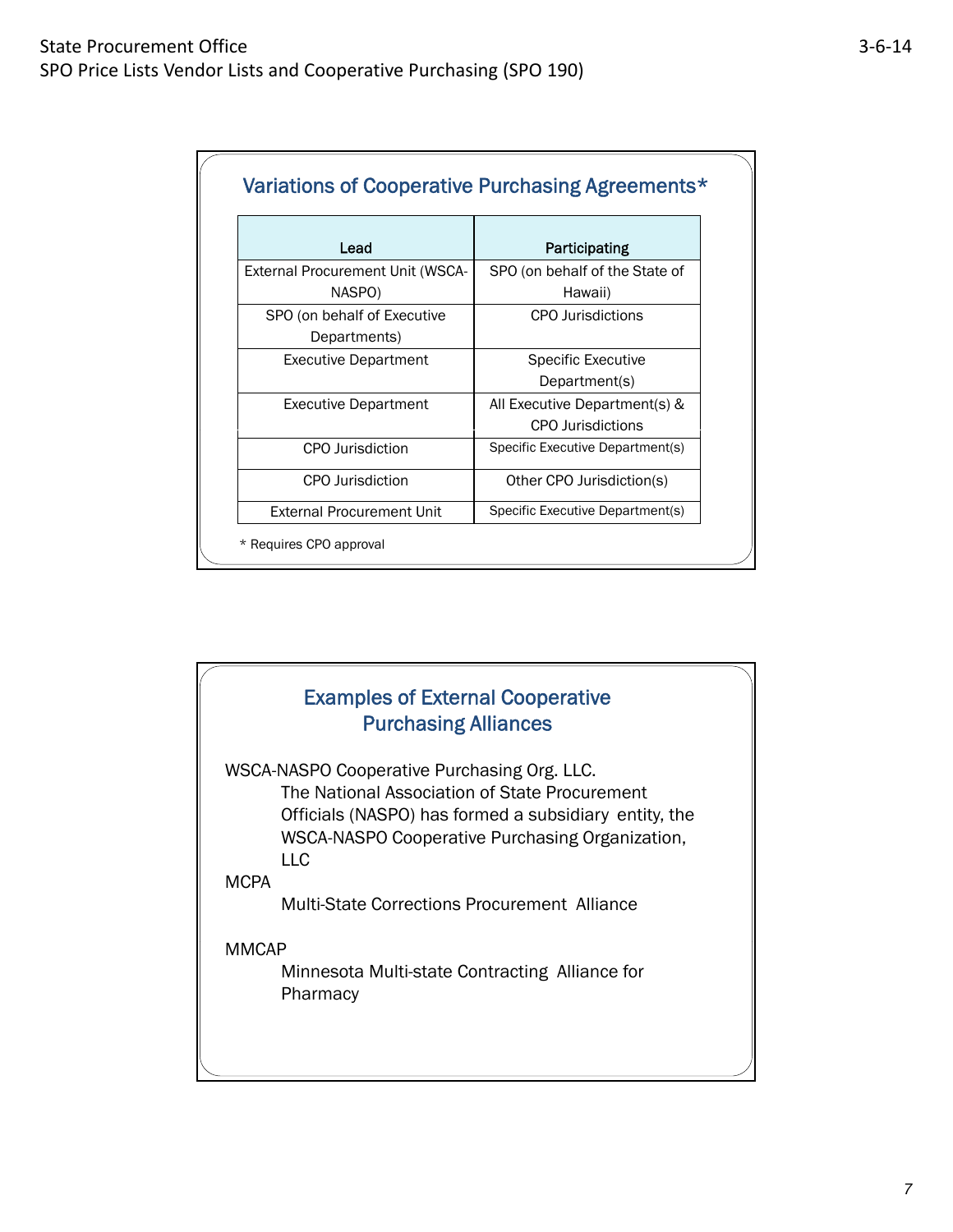## Variations of Cooperative Purchasing Agreements*

| Lead | Participating |
|---|---|
| External Procurement Unit (WSCA-NASPO) | SPO (on behalf of the State of Hawaii) |
| SPO (on behalf of Executive Departments) | CPO Jurisdictions |
| Executive Department | Specific Executive Department(s) |
| Executive Department | All Executive Department(s) & CPO Jurisdictions |
| CPO Jurisdiction | Specific Executive Department(s) |
| CPO Jurisdiction | Other CPO Jurisdiction(s) |
| External Procurement Unit | Specific Executive Department(s) |

* Requires CPO approval

## Examples of External Cooperative Purchasing Alliances

WSCA-NASPO Cooperative Purchasing Org. LLC.

The National Association of State Procurement Officials (NASPO) has formed a subsidiary entity, the WSCA-NASPO Cooperative Purchasing Organization, LLC

MCPA

Multi-State Corrections Procurement Alliance

MMCAP

Minnesota Multi-state Contracting Alliance for Pharmacy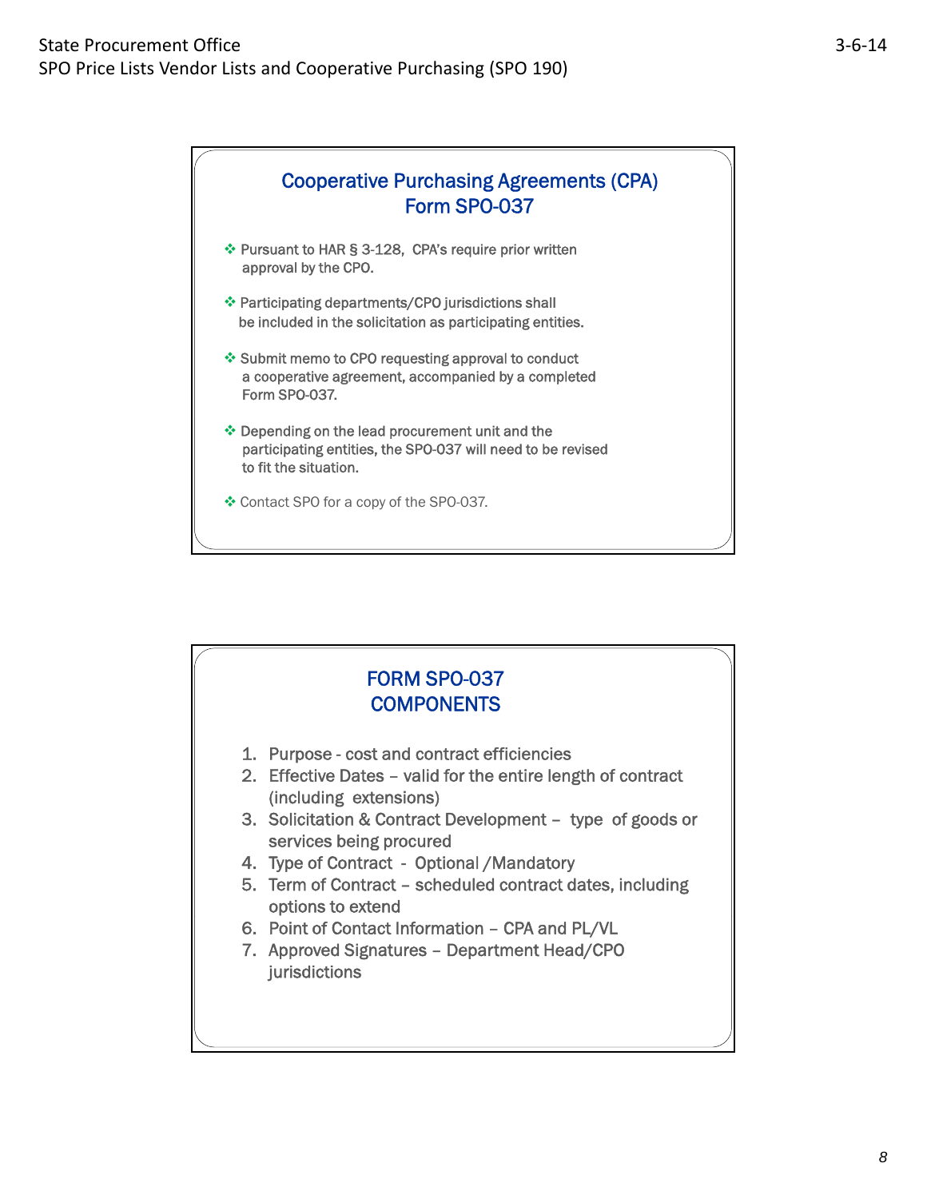## Cooperative Purchasing Agreements (CPA) Form SPO-037

- Pursuant to HAR § 3-128, CPA's require prior written approval by the CPO.
- Participating departments/CPO jurisdictions shall be included in the solicitation as participating entities.
- Submit memo to CPO requesting approval to conduct a cooperative agreement, accompanied by a completed Form SPO-037.
- Depending on the lead procurement unit and the participating entities, the SPO-037 will need to be revised to fit the situation.
- Contact SPO for a copy of the SPO-037.

## FORM SPO-037 COMPONENTS

1. Purpose - cost and contract efficiencies
2. Effective Dates – valid for the entire length of contract (including extensions)
3. Solicitation & Contract Development – type of goods or services being procured
4. Type of Contract - Optional /Mandatory
5. Term of Contract – scheduled contract dates, including options to extend
6. Point of Contact Information – CPA and PL/VL
7. Approved Signatures – Department Head/CPO jurisdictions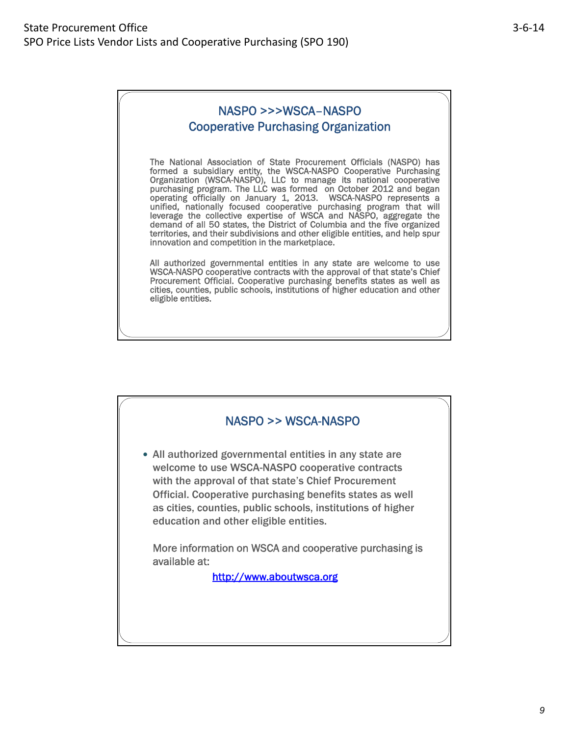## NASPO >>>WSCA–NASPO Cooperative Purchasing Organization

The National Association of State Procurement Officials (NASPO) has formed a subsidiary entity, the WSCA-NASPO Cooperative Purchasing Organization (WSCA-NASPO), LLC to manage its national cooperative purchasing program. The LLC was formed on October 2012 and began operating officially on January 1, 2013. WSCA-NASPO represents a unified, nationally focused cooperative purchasing program that will leverage the collective expertise of WSCA and NASPO, aggregate the demand of all 50 states, the District of Columbia and the five organized territories, and their subdivisions and other eligible entities, and help spur innovation and competition in the marketplace.

All authorized governmental entities in any state are welcome to use WSCA-NASPO cooperative contracts with the approval of that state's Chief Procurement Official. Cooperative purchasing benefits states as well as cities, counties, public schools, institutions of higher education and other eligible entities.

## NASPO >> WSCA-NASPO

- All authorized governmental entities in any state are welcome to use WSCA-NASPO cooperative contracts with the approval of that state's Chief Procurement Official. Cooperative purchasing benefits states as well as cities, counties, public schools, institutions of higher education and other eligible entities.

  More information on WSCA and cooperative purchasing is available at:

  http://www.aboutwsca.org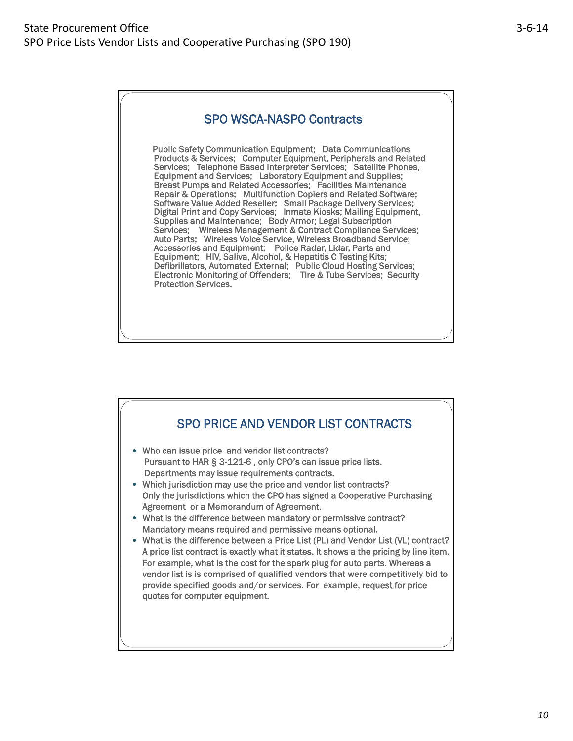## SPO WSCA-NASPO Contracts

Public Safety Communication Equipment; Data Communications Products & Services; Computer Equipment, Peripherals and Related Services; Telephone Based Interpreter Services; Satellite Phones, Equipment and Services; Laboratory Equipment and Supplies; Breast Pumps and Related Accessories; Facilities Maintenance Repair & Operations; Multifunction Copiers and Related Software; Software Value Added Reseller; Small Package Delivery Services; Digital Print and Copy Services; Inmate Kiosks; Mailing Equipment, Supplies and Maintenance; Body Armor; Legal Subscription Services; Wireless Management & Contract Compliance Services; Auto Parts; Wireless Voice Service, Wireless Broadband Service; Accessories and Equipment; Police Radar, Lidar, Parts and Equipment; HIV, Saliva, Alcohol, & Hepatitis C Testing Kits; Defibrillators, Automated External; Public Cloud Hosting Services; Electronic Monitoring of Offenders; Tire & Tube Services; Security Protection Services.

## SPO PRICE AND VENDOR LIST CONTRACTS

- Who can issue price and vendor list contracts?
  Pursuant to HAR § 3-121-6 , only CPO's can issue price lists. Departments may issue requirements contracts.
- Which jurisdiction may use the price and vendor list contracts?
  Only the jurisdictions which the CPO has signed a Cooperative Purchasing Agreement or a Memorandum of Agreement.
- What is the difference between mandatory or permissive contract?
  Mandatory means required and permissive means optional.
- What is the difference between a Price List (PL) and Vendor List (VL) contract?
  A price list contract is exactly what it states. It shows a the pricing by line item. For example, what is the cost for the spark plug for auto parts. Whereas a vendor list is is comprised of qualified vendors that were competitively bid to provide specified goods and/or services. For example, request for price quotes for computer equipment.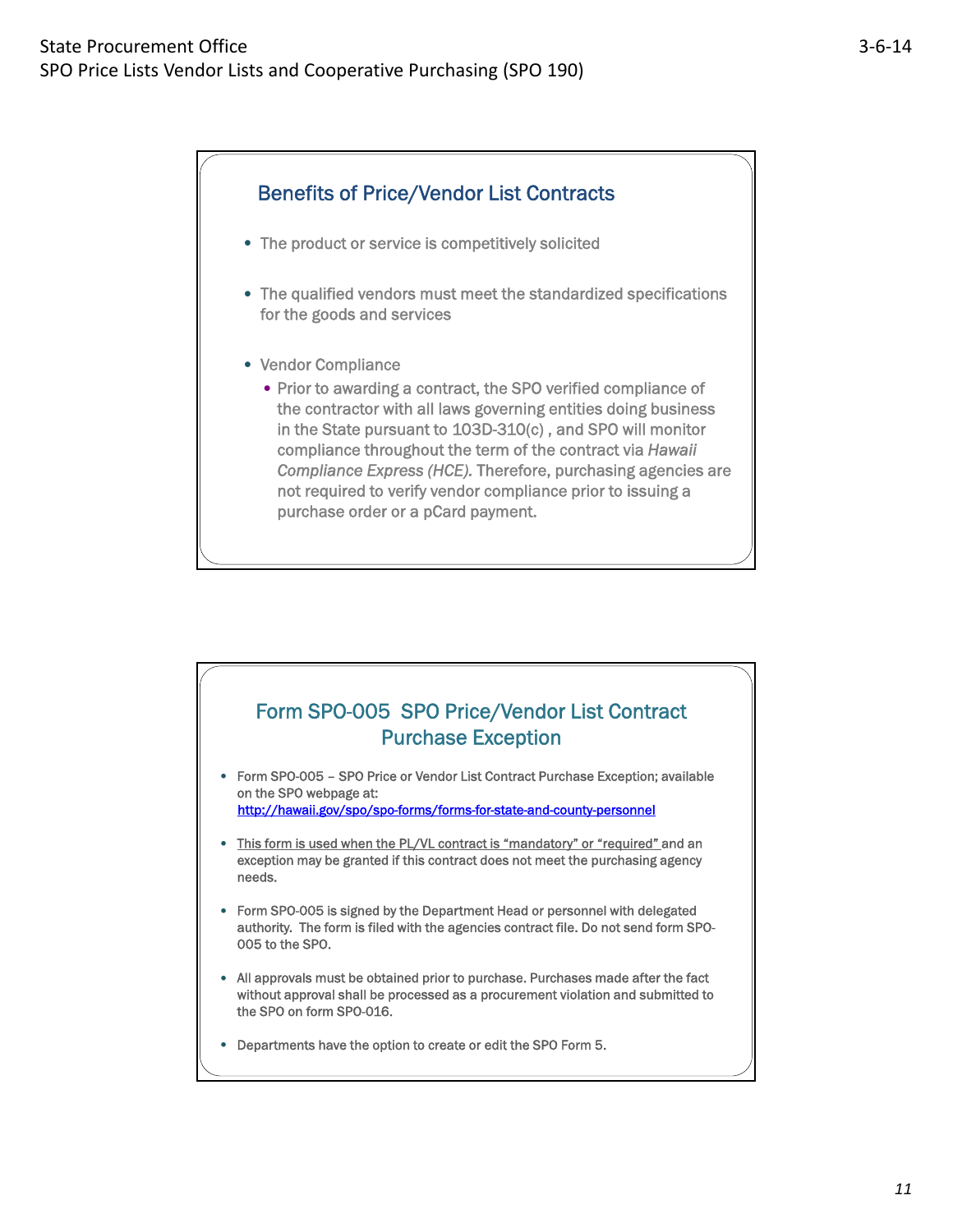## Benefits of Price/Vendor List Contracts

- The product or service is competitively solicited
- The qualified vendors must meet the standardized specifications for the goods and services
- Vendor Compliance
  - Prior to awarding a contract, the SPO verified compliance of the contractor with all laws governing entities doing business in the State pursuant to 103D-310(c) , and SPO will monitor compliance throughout the term of the contract via *Hawaii Compliance Express (HCE).* Therefore, purchasing agencies are not required to verify vendor compliance prior to issuing a purchase order or a pCard payment.

## Form SPO-005 SPO Price/Vendor List Contract Purchase Exception

- Form SPO-005 – SPO Price or Vendor List Contract Purchase Exception; available on the SPO webpage at: http://hawaii.gov/spo/spo-forms/forms-for-state-and-county-personnel
- This form is used when the PL/VL contract is "mandatory" or "required" and an exception may be granted if this contract does not meet the purchasing agency needs.
- Form SPO-005 is signed by the Department Head or personnel with delegated authority. The form is filed with the agencies contract file. Do not send form SPO-005 to the SPO.
- All approvals must be obtained prior to purchase. Purchases made after the fact without approval shall be processed as a procurement violation and submitted to the SPO on form SPO-016.
- Departments have the option to create or edit the SPO Form 5.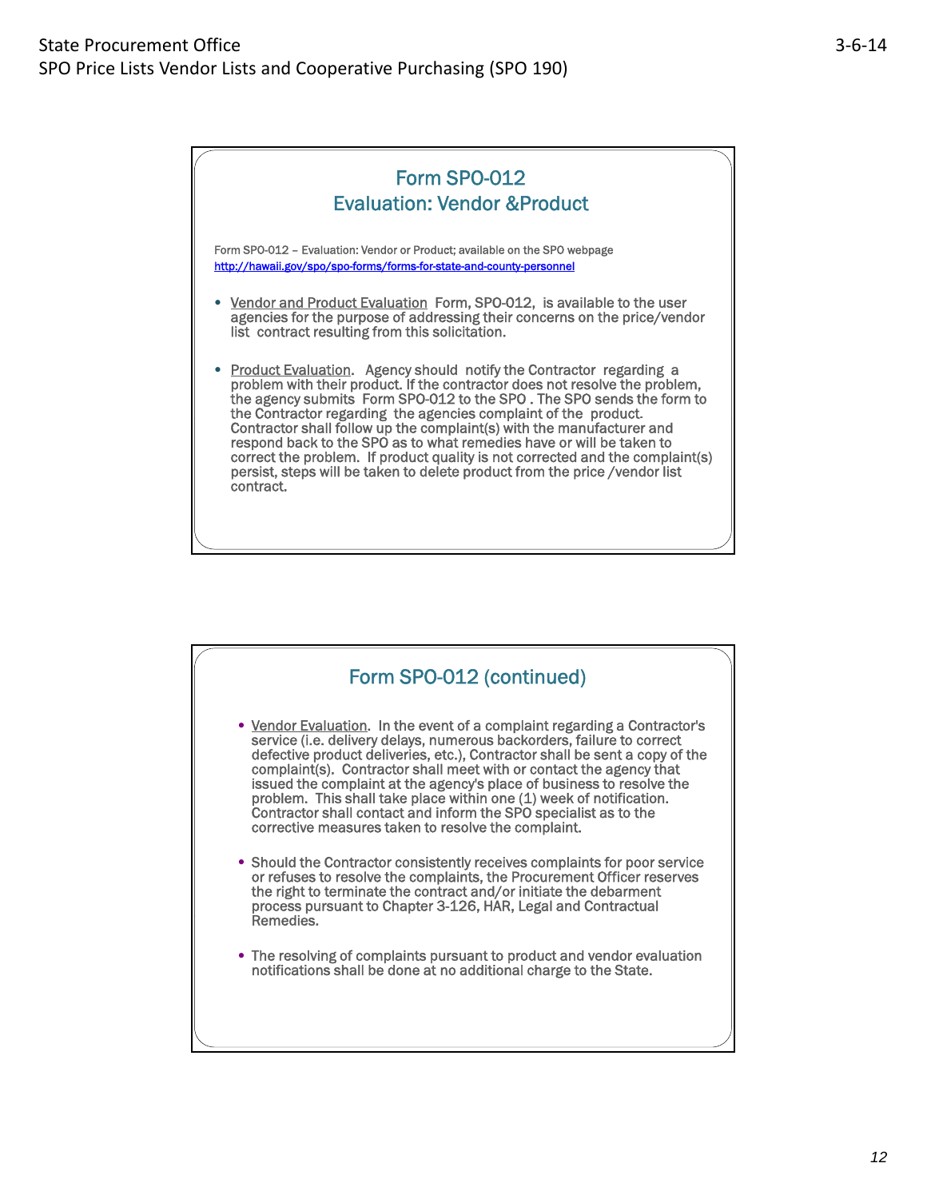## Form SPO-012
## Evaluation: Vendor &Product

Form SPO-012 – Evaluation: Vendor or Product; available on the SPO webpage
http://hawaii.gov/spo/spo-forms/forms-for-state-and-county-personnel

- Vendor and Product Evaluation Form, SPO-012, is available to the user agencies for the purpose of addressing their concerns on the price/vendor list contract resulting from this solicitation.

- Product Evaluation. Agency should notify the Contractor regarding a problem with their product. If the contractor does not resolve the problem, the agency submits Form SPO-012 to the SPO . The SPO sends the form to the Contractor regarding the agencies complaint of the product. Contractor shall follow up the complaint(s) with the manufacturer and respond back to the SPO as to what remedies have or will be taken to correct the problem. If product quality is not corrected and the complaint(s) persist, steps will be taken to delete product from the price /vendor list contract.

## Form SPO-012 (continued)

- Vendor Evaluation. In the event of a complaint regarding a Contractor's service (i.e. delivery delays, numerous backorders, failure to correct defective product deliveries, etc.), Contractor shall be sent a copy of the complaint(s). Contractor shall meet with or contact the agency that issued the complaint at the agency's place of business to resolve the problem. This shall take place within one (1) week of notification. Contractor shall contact and inform the SPO specialist as to the corrective measures taken to resolve the complaint.

- Should the Contractor consistently receives complaints for poor service or refuses to resolve the complaints, the Procurement Officer reserves the right to terminate the contract and/or initiate the debarment process pursuant to Chapter 3-126, HAR, Legal and Contractual Remedies.

- The resolving of complaints pursuant to product and vendor evaluation notifications shall be done at no additional charge to the State.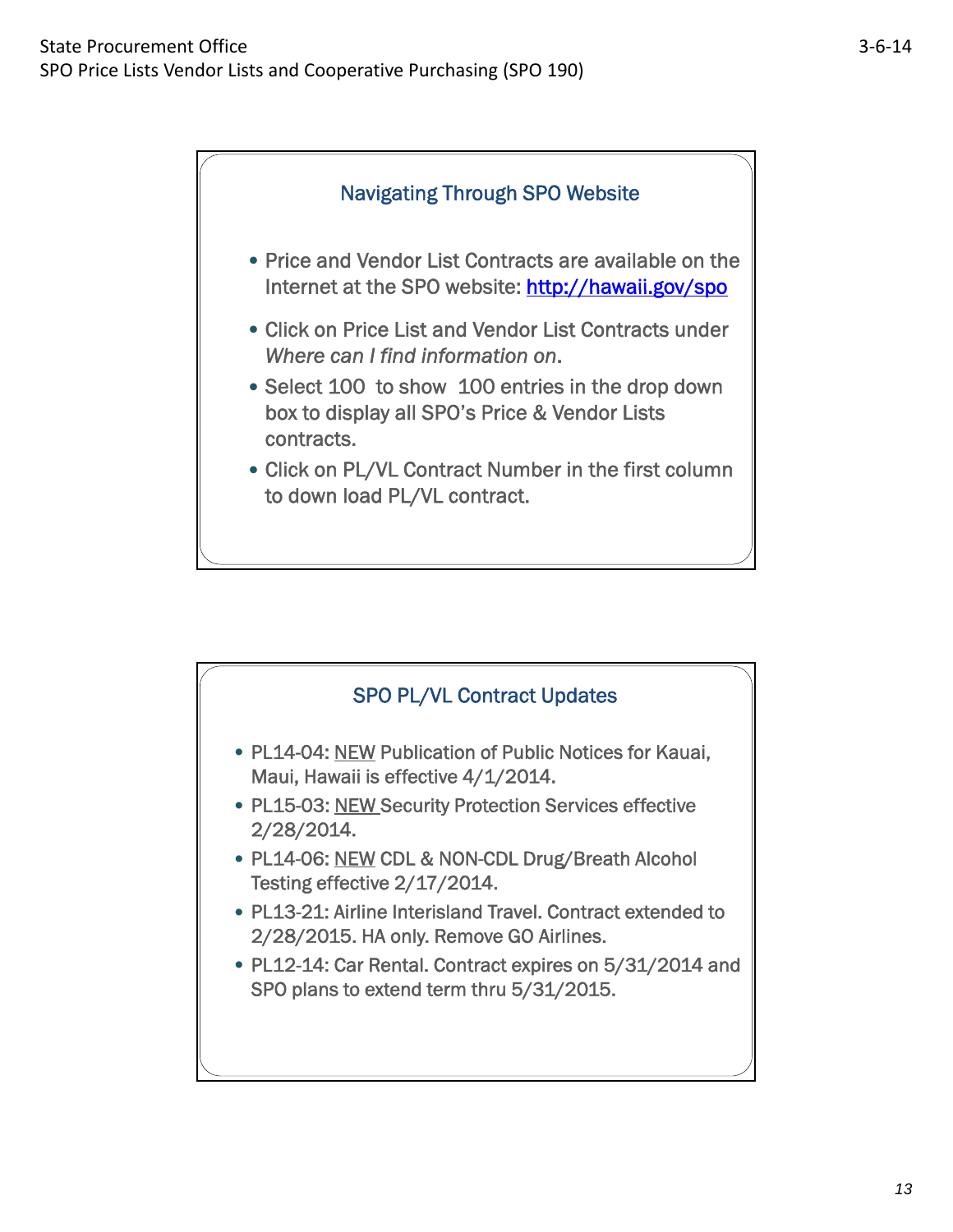## Navigating Through SPO Website

- Price and Vendor List Contracts are available on the Internet at the SPO website: http://hawaii.gov/spo
- Click on Price List and Vendor List Contracts under *Where can I find information on*.
- Select 100 to show 100 entries in the drop down box to display all SPO's Price & Vendor Lists contracts.
- Click on PL/VL Contract Number in the first column to down load PL/VL contract.

## SPO PL/VL Contract Updates

- PL14-04: NEW Publication of Public Notices for Kauai, Maui, Hawaii is effective 4/1/2014.
- PL15-03: NEW Security Protection Services effective 2/28/2014.
- PL14-06: NEW CDL & NON-CDL Drug/Breath Alcohol Testing effective 2/17/2014.
- PL13-21: Airline Interisland Travel. Contract extended to 2/28/2015. HA only. Remove GO Airlines.
- PL12-14: Car Rental. Contract expires on 5/31/2014 and SPO plans to extend term thru 5/31/2015.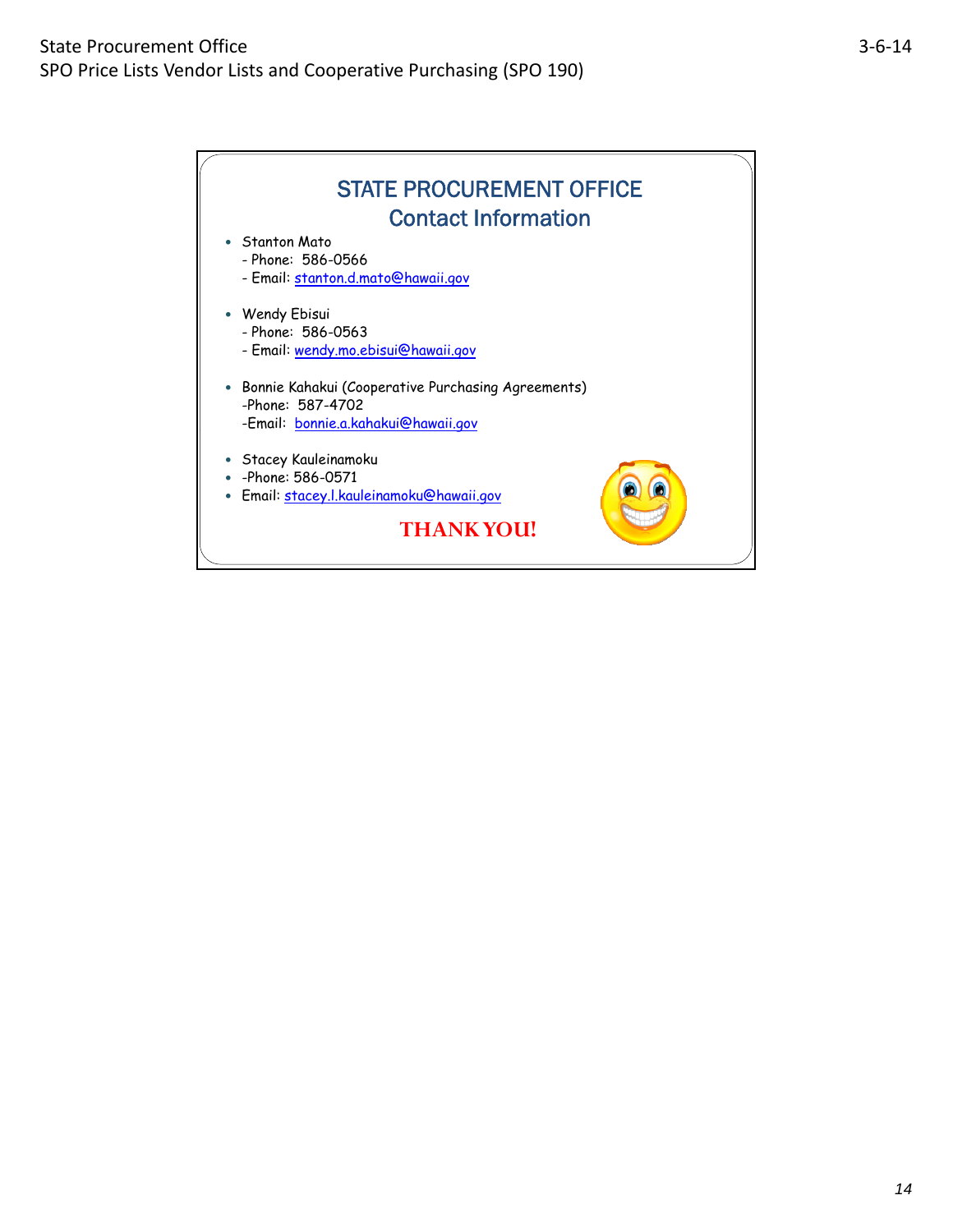## STATE PROCUREMENT OFFICE
## Contact Information

- Stanton Mato
  - Phone: 586-0566
  - Email: stanton.d.mato@hawaii.gov

- Wendy Ebisui
  - Phone: 586-0563
  - Email: wendy.mo.ebisui@hawaii.gov

- Bonnie Kahakui (Cooperative Purchasing Agreements)
  - Phone: 587-4702
  - Email: bonnie.a.kahakui@hawaii.gov

- Stacey Kauleinamoku
- -Phone: 586-0571
- Email: stacey.l.kauleinamoku@hawaii.gov

**THANK YOU!**